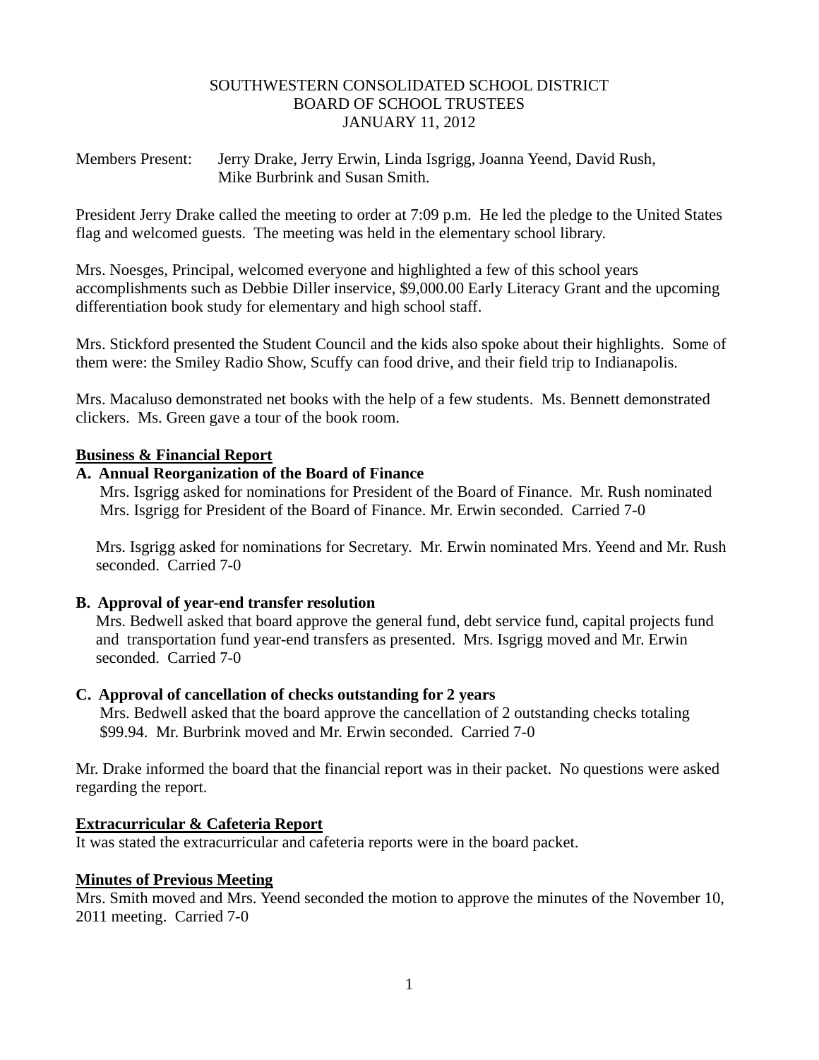SOUTHWESTERN CONSOLIDATED SCHOOL DISTRICT
BOARD OF SCHOOL TRUSTEES
JANUARY 11, 2012

Members Present: Jerry Drake, Jerry Erwin, Linda Isgrigg, Joanna Yeend, David Rush, Mike Burbrink and Susan Smith.

President Jerry Drake called the meeting to order at 7:09 p.m. He led the pledge to the United States flag and welcomed guests. The meeting was held in the elementary school library.

Mrs. Noesges, Principal, welcomed everyone and highlighted a few of this school years accomplishments such as Debbie Diller inservice, $9,000.00 Early Literacy Grant and the upcoming differentiation book study for elementary and high school staff.

Mrs. Stickford presented the Student Council and the kids also spoke about their highlights. Some of them were: the Smiley Radio Show, Scuffy can food drive, and their field trip to Indianapolis.

Mrs. Macaluso demonstrated net books with the help of a few students. Ms. Bennett demonstrated clickers. Ms. Green gave a tour of the book room.

**Business & Financial Report**

**A. Annual Reorganization of the Board of Finance**

Mrs. Isgrigg asked for nominations for President of the Board of Finance. Mr. Rush nominated Mrs. Isgrigg for President of the Board of Finance. Mr. Erwin seconded. Carried 7-0

Mrs. Isgrigg asked for nominations for Secretary. Mr. Erwin nominated Mrs. Yeend and Mr. Rush seconded. Carried 7-0

**B. Approval of year-end transfer resolution**

Mrs. Bedwell asked that board approve the general fund, debt service fund, capital projects fund and transportation fund year-end transfers as presented. Mrs. Isgrigg moved and Mr. Erwin seconded. Carried 7-0

**C. Approval of cancellation of checks outstanding for 2 years**

Mrs. Bedwell asked that the board approve the cancellation of 2 outstanding checks totaling $99.94. Mr. Burbrink moved and Mr. Erwin seconded. Carried 7-0

Mr. Drake informed the board that the financial report was in their packet. No questions were asked regarding the report.

**Extracurricular & Cafeteria Report**

It was stated the extracurricular and cafeteria reports were in the board packet.

**Minutes of Previous Meeting**

Mrs. Smith moved and Mrs. Yeend seconded the motion to approve the minutes of the November 10, 2011 meeting. Carried 7-0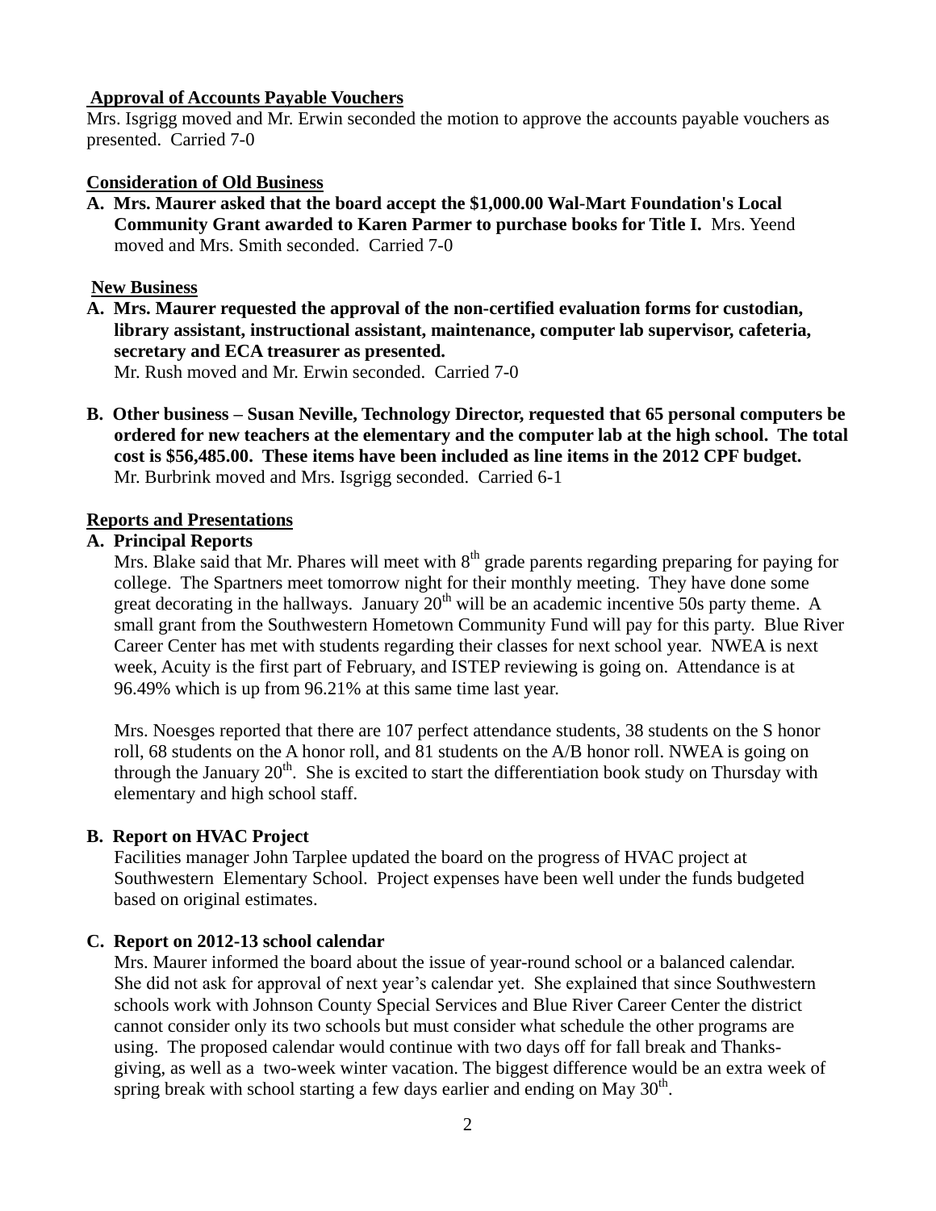## Approval of Accounts Payable Vouchers

Mrs. Isgrigg moved and Mr. Erwin seconded the motion to approve the accounts payable vouchers as presented. Carried 7-0

## Consideration of Old Business

A. **Mrs. Maurer asked that the board accept the $1,000.00 Wal-Mart Foundation's Local Community Grant awarded to Karen Parmer to purchase books for Title I.** Mrs. Yeend moved and Mrs. Smith seconded. Carried 7-0

## New Business

A. **Mrs. Maurer requested the approval of the non-certified evaluation forms for custodian, library assistant, instructional assistant, maintenance, computer lab supervisor, cafeteria, secretary and ECA treasurer as presented.**
Mr. Rush moved and Mr. Erwin seconded. Carried 7-0

B. **Other business – Susan Neville, Technology Director, requested that 65 personal computers be ordered for new teachers at the elementary and the computer lab at the high school. The total cost is $56,485.00. These items have been included as line items in the 2012 CPF budget.**
Mr. Burbrink moved and Mrs. Isgrigg seconded. Carried 6-1

## Reports and Presentations

### A. Principal Reports

Mrs. Blake said that Mr. Phares will meet with 8th grade parents regarding preparing for paying for college. The Spartners meet tomorrow night for their monthly meeting. They have done some great decorating in the hallways. January 20th will be an academic incentive 50s party theme. A small grant from the Southwestern Hometown Community Fund will pay for this party. Blue River Career Center has met with students regarding their classes for next school year. NWEA is next week, Acuity is the first part of February, and ISTEP reviewing is going on. Attendance is at 96.49% which is up from 96.21% at this same time last year.

Mrs. Noesges reported that there are 107 perfect attendance students, 38 students on the S honor roll, 68 students on the A honor roll, and 81 students on the A/B honor roll. NWEA is going on through the January 20th. She is excited to start the differentiation book study on Thursday with elementary and high school staff.

### B. Report on HVAC Project

Facilities manager John Tarplee updated the board on the progress of HVAC project at Southwestern Elementary School. Project expenses have been well under the funds budgeted based on original estimates.

### C. Report on 2012-13 school calendar

Mrs. Maurer informed the board about the issue of year-round school or a balanced calendar. She did not ask for approval of next year's calendar yet. She explained that since Southwestern schools work with Johnson County Special Services and Blue River Career Center the district cannot consider only its two schools but must consider what schedule the other programs are using. The proposed calendar would continue with two days off for fall break and Thanksgiving, as well as a two-week winter vacation. The biggest difference would be an extra week of spring break with school starting a few days earlier and ending on May 30th.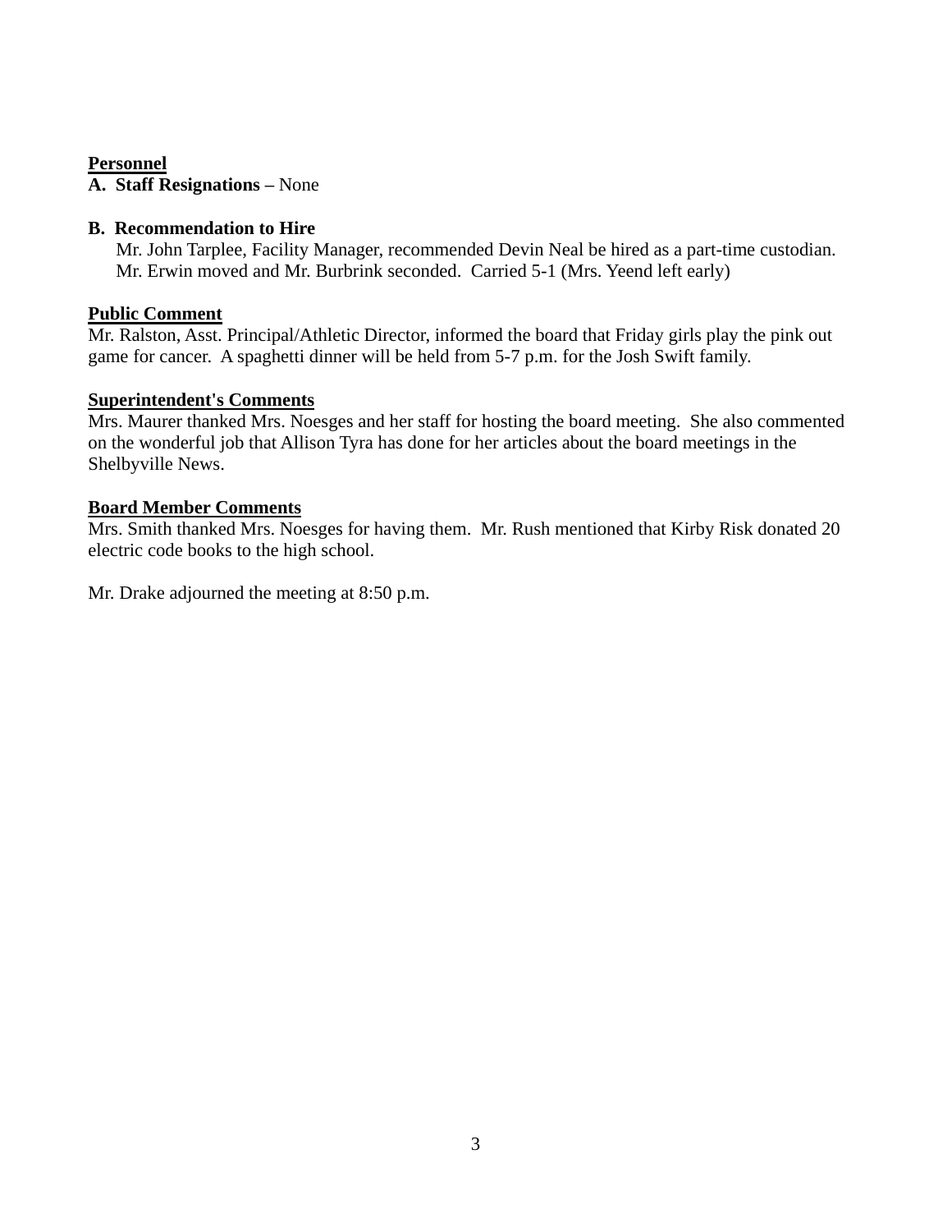**Personnel**

**A. Staff Resignations –** None

**B. Recommendation to Hire**

Mr. John Tarplee, Facility Manager, recommended Devin Neal be hired as a part-time custodian. Mr. Erwin moved and Mr. Burbrink seconded. Carried 5-1 (Mrs. Yeend left early)

**Public Comment**

Mr. Ralston, Asst. Principal/Athletic Director, informed the board that Friday girls play the pink out game for cancer. A spaghetti dinner will be held from 5-7 p.m. for the Josh Swift family.

**Superintendent's Comments**

Mrs. Maurer thanked Mrs. Noesges and her staff for hosting the board meeting. She also commented on the wonderful job that Allison Tyra has done for her articles about the board meetings in the Shelbyville News.

**Board Member Comments**

Mrs. Smith thanked Mrs. Noesges for having them. Mr. Rush mentioned that Kirby Risk donated 20 electric code books to the high school.

Mr. Drake adjourned the meeting at 8:50 p.m.